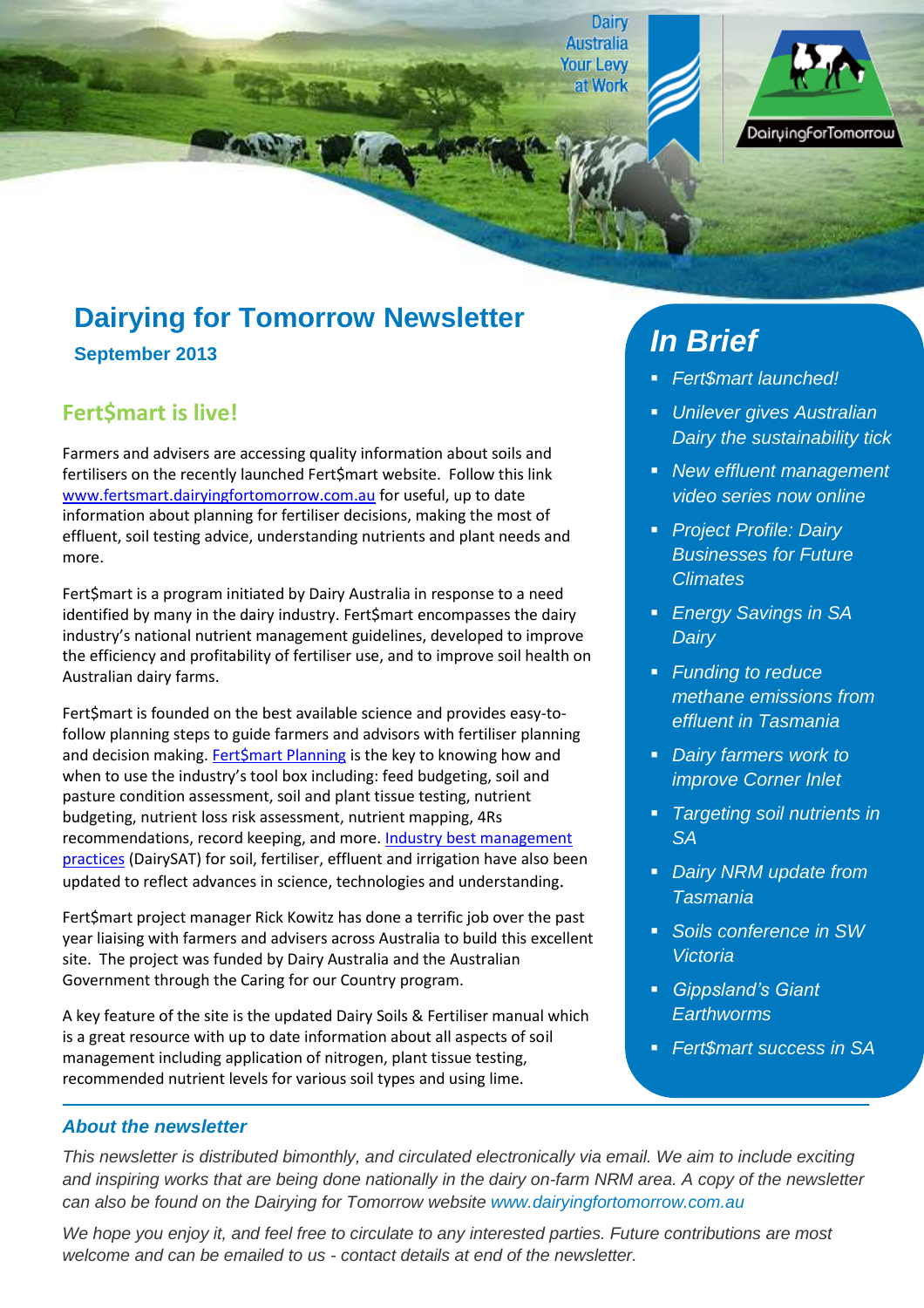# Dairying for Tomorrow Newsletter

**September 2013**

## Fert$mart is live!

Farmers and advisers are accessing quality information about soils and fertilisers on the recently launched Fert$mart website. Follow this link [www.fertsmart.dairyingfortomorrow.com.au](www.fertsmart.dairyingfortomorrow.com.au) for useful, up to date information about planning for fertiliser decisions, making the most of effluent, soil testing advice, understanding nutrients and plant needs and more.

Fert$mart is a program initiated by Dairy Australia in response to a need identified by many in the dairy industry. Fert$mart encompasses the dairy industry's national nutrient management guidelines, developed to improve the efficiency and profitability of fertiliser use, and to improve soil health on Australian dairy farms.

Fert$mart is founded on the best available science and provides easy-to-follow planning steps to guide farmers and advisors with fertiliser planning and decision making. Fert$mart Planning is the key to knowing how and when to use the industry's tool box including: feed budgeting, soil and pasture condition assessment, soil and plant tissue testing, nutrient budgeting, nutrient loss risk assessment, nutrient mapping, 4Rs recommendations, record keeping, and more. Industry best management practices (DairySAT) for soil, fertiliser, effluent and irrigation have also been updated to reflect advances in science, technologies and understanding.

Fert$mart project manager Rick Kowitz has done a terrific job over the past year liaising with farmers and advisers across Australia to build this excellent site. The project was funded by Dairy Australia and the Australian Government through the Caring for our Country program.

A key feature of the site is the updated Dairy Soils & Fertiliser manual which is a great resource with up to date information about all aspects of soil management including application of nitrogen, plant tissue testing, recommended nutrient levels for various soil types and using lime.

## *In Brief*

- *Fert$mart launched!*
- *Unilever gives Australian Dairy the sustainability tick*
- *New effluent management video series now online*
- *Project Profile: Dairy Businesses for Future Climates*
- *Energy Savings in SA Dairy*
- *Funding to reduce methane emissions from effluent in Tasmania*
- *Dairy farmers work to improve Corner Inlet*
- *Targeting soil nutrients in SA*
- *Dairy NRM update from Tasmania*
- *Soils conference in SW Victoria*
- *Gippsland's Giant Earthworms*
- *Fert$mart success in SA*

### *About the newsletter*

*This newsletter is distributed bimonthly, and circulated electronically via email. We aim to include exciting and inspiring works that are being done nationally in the dairy on-farm NRM area. A copy of the newsletter can also be found on the Dairying for Tomorrow website www.dairyingfortomorrow.com.au*

*We hope you enjoy it, and feel free to circulate to any interested parties. Future contributions are most welcome and can be emailed to us - contact details at end of the newsletter.*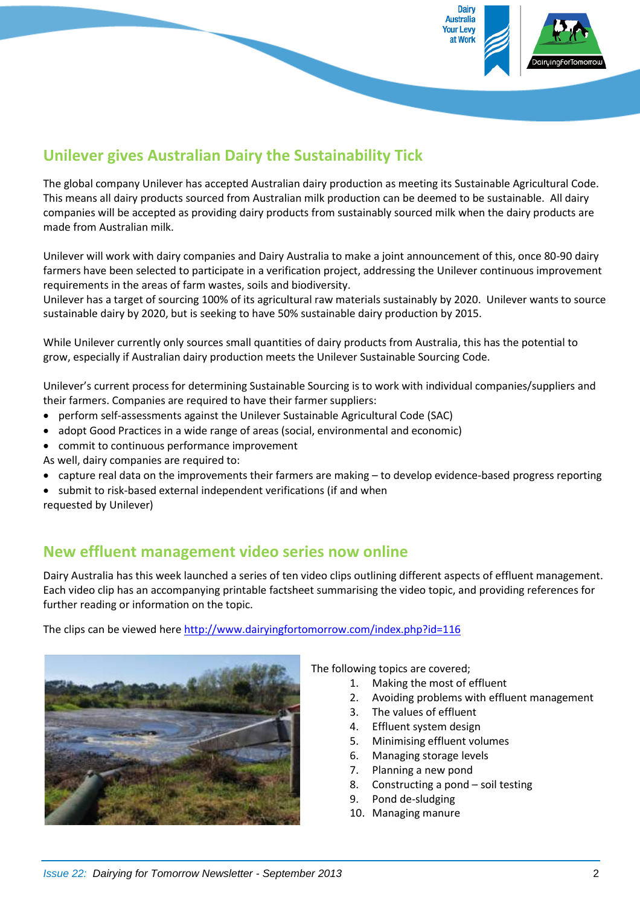## Unilever gives Australian Dairy the Sustainability Tick

The global company Unilever has accepted Australian dairy production as meeting its Sustainable Agricultural Code. This means all dairy products sourced from Australian milk production can be deemed to be sustainable. All dairy companies will be accepted as providing dairy products from sustainably sourced milk when the dairy products are made from Australian milk.

Unilever will work with dairy companies and Dairy Australia to make a joint announcement of this, once 80-90 dairy farmers have been selected to participate in a verification project, addressing the Unilever continuous improvement requirements in the areas of farm wastes, soils and biodiversity.
Unilever has a target of sourcing 100% of its agricultural raw materials sustainably by 2020. Unilever wants to source sustainable dairy by 2020, but is seeking to have 50% sustainable dairy production by 2015.

While Unilever currently only sources small quantities of dairy products from Australia, this has the potential to grow, especially if Australian dairy production meets the Unilever Sustainable Sourcing Code.

Unilever's current process for determining Sustainable Sourcing is to work with individual companies/suppliers and their farmers. Companies are required to have their farmer suppliers:

- perform self-assessments against the Unilever Sustainable Agricultural Code (SAC)
- adopt Good Practices in a wide range of areas (social, environmental and economic)
- commit to continuous performance improvement

As well, dairy companies are required to:

- capture real data on the improvements their farmers are making – to develop evidence-based progress reporting
- submit to risk-based external independent verifications (if and when requested by Unilever)

## New effluent management video series now online

Dairy Australia has this week launched a series of ten video clips outlining different aspects of effluent management. Each video clip has an accompanying printable factsheet summarising the video topic, and providing references for further reading or information on the topic.

The clips can be viewed here http://www.dairyingfortomorrow.com/index.php?id=116

The following topics are covered;

1. Making the most of effluent
2. Avoiding problems with effluent management
3. The values of effluent
4. Effluent system design
5. Minimising effluent volumes
6. Managing storage levels
7. Planning a new pond
8. Constructing a pond – soil testing
9. Pond de-sludging
10. Managing manure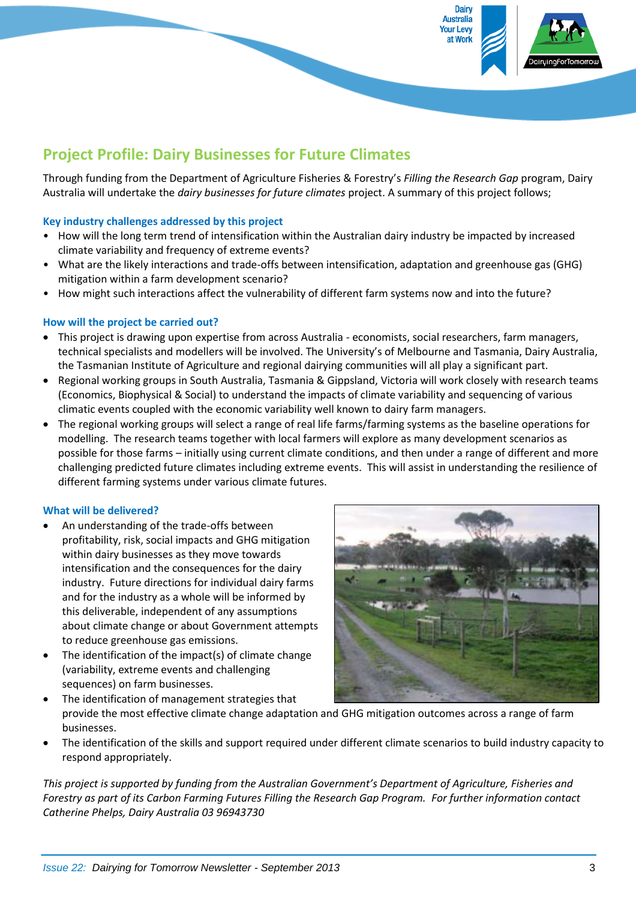## Project Profile: Dairy Businesses for Future Climates

Through funding from the Department of Agriculture Fisheries & Forestry's *Filling the Research Gap* program, Dairy Australia will undertake the *dairy businesses for future climates* project. A summary of this project follows;

### Key industry challenges addressed by this project

- How will the long term trend of intensification within the Australian dairy industry be impacted by increased climate variability and frequency of extreme events?
- What are the likely interactions and trade-offs between intensification, adaptation and greenhouse gas (GHG) mitigation within a farm development scenario?
- How might such interactions affect the vulnerability of different farm systems now and into the future?

### How will the project be carried out?

- This project is drawing upon expertise from across Australia - economists, social researchers, farm managers, technical specialists and modellers will be involved. The University's of Melbourne and Tasmania, Dairy Australia, the Tasmanian Institute of Agriculture and regional dairying communities will all play a significant part.
- Regional working groups in South Australia, Tasmania & Gippsland, Victoria will work closely with research teams (Economics, Biophysical & Social) to understand the impacts of climate variability and sequencing of various climatic events coupled with the economic variability well known to dairy farm managers.
- The regional working groups will select a range of real life farms/farming systems as the baseline operations for modelling. The research teams together with local farmers will explore as many development scenarios as possible for those farms – initially using current climate conditions, and then under a range of different and more challenging predicted future climates including extreme events. This will assist in understanding the resilience of different farming systems under various climate futures.

### What will be delivered?

- An understanding of the trade-offs between profitability, risk, social impacts and GHG mitigation within dairy businesses as they move towards intensification and the consequences for the dairy industry. Future directions for individual dairy farms and for the industry as a whole will be informed by this deliverable, independent of any assumptions about climate change or about Government attempts to reduce greenhouse gas emissions.
- The identification of the impact(s) of climate change (variability, extreme events and challenging sequences) on farm businesses.
- The identification of management strategies that provide the most effective climate change adaptation and GHG mitigation outcomes across a range of farm businesses.
- The identification of the skills and support required under different climate scenarios to build industry capacity to respond appropriately.

*This project is supported by funding from the Australian Government's Department of Agriculture, Fisheries and Forestry as part of its Carbon Farming Futures Filling the Research Gap Program. For further information contact Catherine Phelps, Dairy Australia 03 96943730*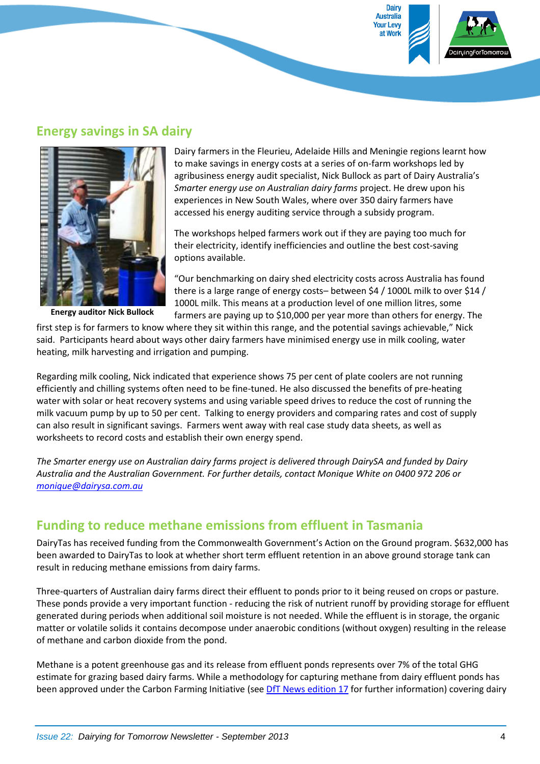## Energy savings in SA dairy

Dairy farmers in the Fleurieu, Adelaide Hills and Meningie regions learnt how to make savings in energy costs at a series of on-farm workshops led by agribusiness energy audit specialist, Nick Bullock as part of Dairy Australia's *Smarter energy use on Australian dairy farms* project. He drew upon his experiences in New South Wales, where over 350 dairy farmers have accessed his energy auditing service through a subsidy program.

**Energy auditor Nick Bullock**

The workshops helped farmers work out if they are paying too much for their electricity, identify inefficiencies and outline the best cost-saving options available.

"Our benchmarking on dairy shed electricity costs across Australia has found there is a large range of energy costs– between $4 / 1000L milk to over $14 / 1000L milk. This means at a production level of one million litres, some farmers are paying up to $10,000 per year more than others for energy. The first step is for farmers to know where they sit within this range, and the potential savings achievable," Nick said. Participants heard about ways other dairy farmers have minimised energy use in milk cooling, water heating, milk harvesting and irrigation and pumping.

Regarding milk cooling, Nick indicated that experience shows 75 per cent of plate coolers are not running efficiently and chilling systems often need to be fine-tuned. He also discussed the benefits of pre-heating water with solar or heat recovery systems and using variable speed drives to reduce the cost of running the milk vacuum pump by up to 50 per cent. Talking to energy providers and comparing rates and cost of supply can also result in significant savings. Farmers went away with real case study data sheets, as well as worksheets to record costs and establish their own energy spend.

*The Smarter energy use on Australian dairy farms project is delivered through DairySA and funded by Dairy Australia and the Australian Government. For further details, contact Monique White on 0400 972 206 or [monique@dairysa.com.au](mailto:monique@dairysa.com.au)*

## Funding to reduce methane emissions from effluent in Tasmania

DairyTas has received funding from the Commonwealth Government's Action on the Ground program. $632,000 has been awarded to DairyTas to look at whether short term effluent retention in an above ground storage tank can result in reducing methane emissions from dairy farms.

Three-quarters of Australian dairy farms direct their effluent to ponds prior to it being reused on crops or pasture. These ponds provide a very important function - reducing the risk of nutrient runoff by providing storage for effluent generated during periods when additional soil moisture is not needed. While the effluent is in storage, the organic matter or volatile solids it contains decompose under anaerobic conditions (without oxygen) resulting in the release of methane and carbon dioxide from the pond.

Methane is a potent greenhouse gas and its release from effluent ponds represents over 7% of the total GHG estimate for grazing based dairy farms. While a methodology for capturing methane from dairy effluent ponds has been approved under the Carbon Farming Initiative (see DfT News edition 17 for further information) covering dairy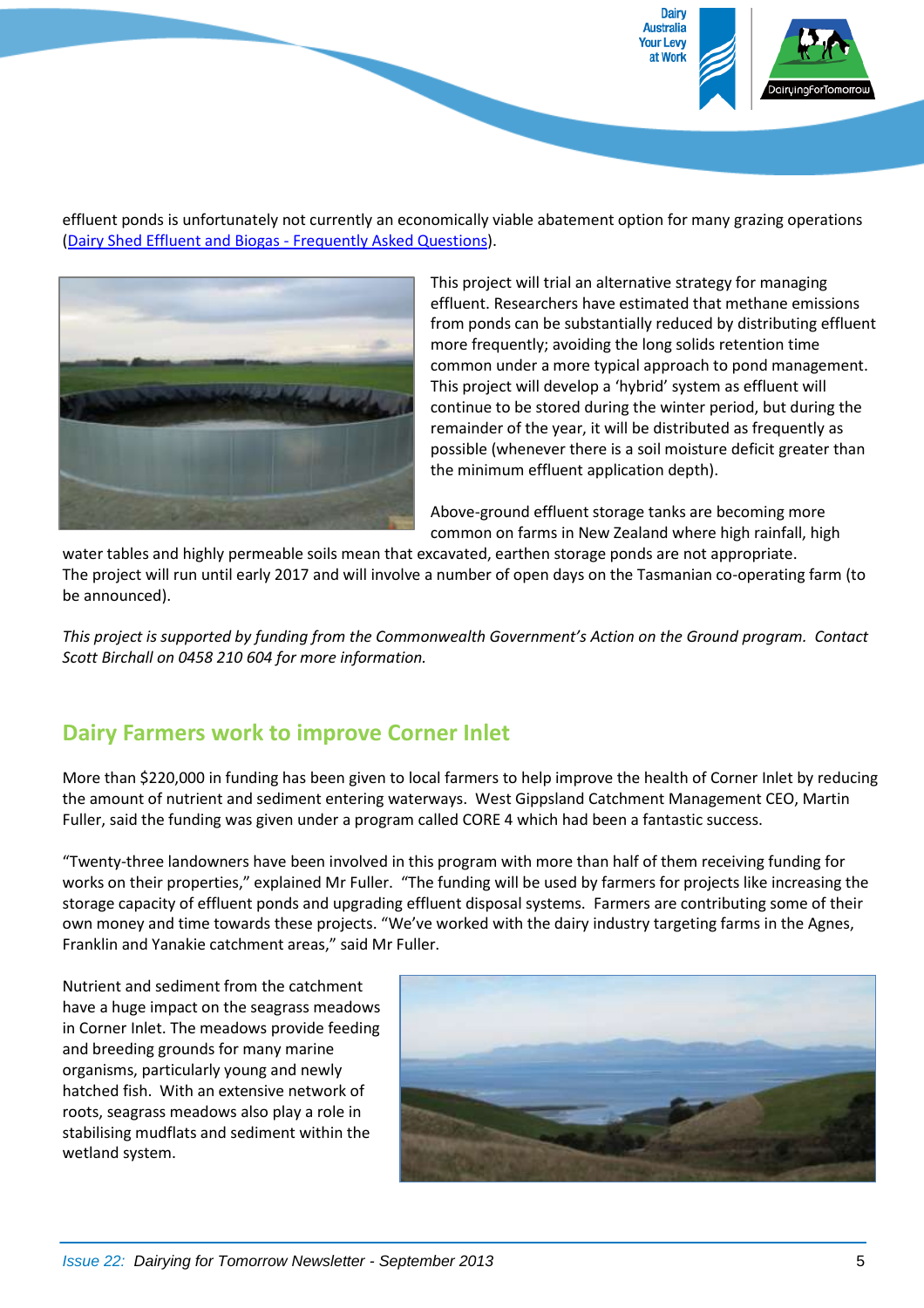effluent ponds is unfortunately not currently an economically viable abatement option for many grazing operations ([Dairy Shed Effluent and Biogas - Frequently Asked Questions](#)).

This project will trial an alternative strategy for managing effluent. Researchers have estimated that methane emissions from ponds can be substantially reduced by distributing effluent more frequently; avoiding the long solids retention time common under a more typical approach to pond management. This project will develop a 'hybrid' system as effluent will continue to be stored during the winter period, but during the remainder of the year, it will be distributed as frequently as possible (whenever there is a soil moisture deficit greater than the minimum effluent application depth).

Above-ground effluent storage tanks are becoming more common on farms in New Zealand where high rainfall, high water tables and highly permeable soils mean that excavated, earthen storage ponds are not appropriate. The project will run until early 2017 and will involve a number of open days on the Tasmanian co-operating farm (to be announced).

*This project is supported by funding from the Commonwealth Government's Action on the Ground program. Contact Scott Birchall on 0458 210 604 for more information.*

## Dairy Farmers work to improve Corner Inlet

More than $220,000 in funding has been given to local farmers to help improve the health of Corner Inlet by reducing the amount of nutrient and sediment entering waterways. West Gippsland Catchment Management CEO, Martin Fuller, said the funding was given under a program called CORE 4 which had been a fantastic success.

"Twenty-three landowners have been involved in this program with more than half of them receiving funding for works on their properties," explained Mr Fuller. "The funding will be used by farmers for projects like increasing the storage capacity of effluent ponds and upgrading effluent disposal systems. Farmers are contributing some of their own money and time towards these projects. "We've worked with the dairy industry targeting farms in the Agnes, Franklin and Yanakie catchment areas," said Mr Fuller.

Nutrient and sediment from the catchment have a huge impact on the seagrass meadows in Corner Inlet. The meadows provide feeding and breeding grounds for many marine organisms, particularly young and newly hatched fish. With an extensive network of roots, seagrass meadows also play a role in stabilising mudflats and sediment within the wetland system.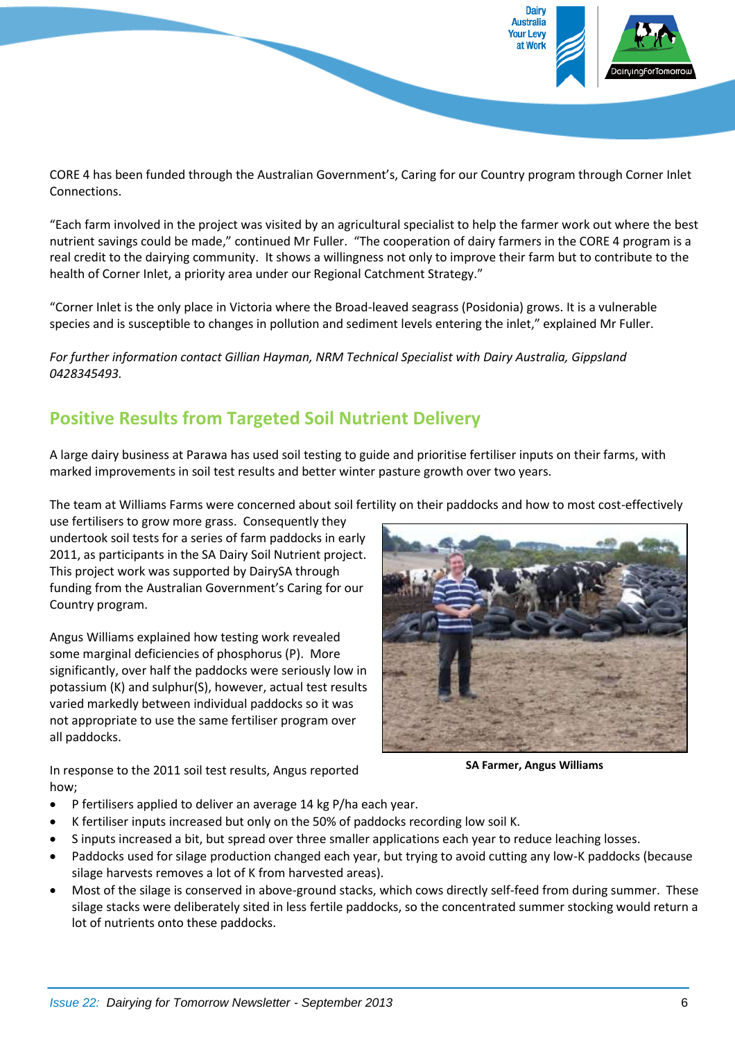CORE 4 has been funded through the Australian Government's, Caring for our Country program through Corner Inlet Connections.

"Each farm involved in the project was visited by an agricultural specialist to help the farmer work out where the best nutrient savings could be made," continued Mr Fuller. "The cooperation of dairy farmers in the CORE 4 program is a real credit to the dairying community. It shows a willingness not only to improve their farm but to contribute to the health of Corner Inlet, a priority area under our Regional Catchment Strategy."

"Corner Inlet is the only place in Victoria where the Broad-leaved seagrass (Posidonia) grows. It is a vulnerable species and is susceptible to changes in pollution and sediment levels entering the inlet," explained Mr Fuller.

*For further information contact Gillian Hayman, NRM Technical Specialist with Dairy Australia, Gippsland 0428345493.*

## Positive Results from Targeted Soil Nutrient Delivery

A large dairy business at Parawa has used soil testing to guide and prioritise fertiliser inputs on their farms, with marked improvements in soil test results and better winter pasture growth over two years.

The team at Williams Farms were concerned about soil fertility on their paddocks and how to most cost-effectively use fertilisers to grow more grass. Consequently they undertook soil tests for a series of farm paddocks in early 2011, as participants in the SA Dairy Soil Nutrient project. This project work was supported by DairySA through funding from the Australian Government's Caring for our Country program.

Angus Williams explained how testing work revealed some marginal deficiencies of phosphorus (P). More significantly, over half the paddocks were seriously low in potassium (K) and sulphur(S), however, actual test results varied markedly between individual paddocks so it was not appropriate to use the same fertiliser program over all paddocks.

**SA Farmer, Angus Williams**

In response to the 2011 soil test results, Angus reported how;

- P fertilisers applied to deliver an average 14 kg P/ha each year.
- K fertiliser inputs increased but only on the 50% of paddocks recording low soil K.
- S inputs increased a bit, but spread over three smaller applications each year to reduce leaching losses.
- Paddocks used for silage production changed each year, but trying to avoid cutting any low-K paddocks (because silage harvests removes a lot of K from harvested areas).
- Most of the silage is conserved in above-ground stacks, which cows directly self-feed from during summer. These silage stacks were deliberately sited in less fertile paddocks, so the concentrated summer stocking would return a lot of nutrients onto these paddocks.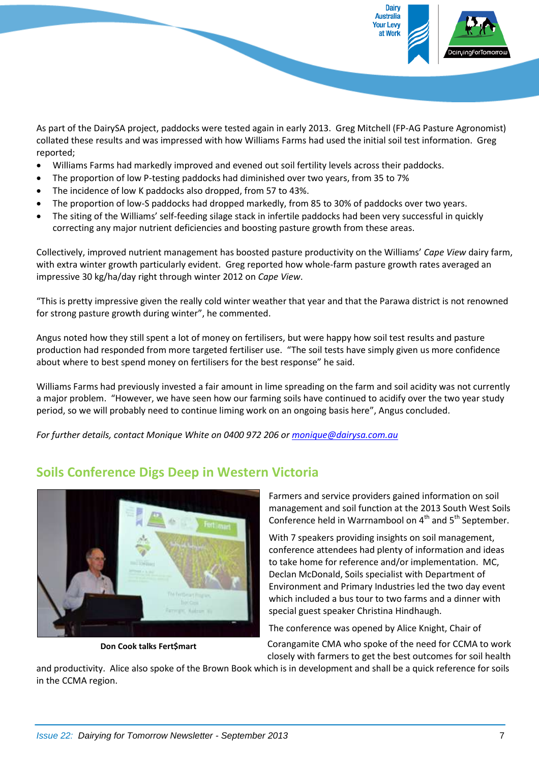As part of the DairySA project, paddocks were tested again in early 2013. Greg Mitchell (FP-AG Pasture Agronomist) collated these results and was impressed with how Williams Farms had used the initial soil test information. Greg reported;

- Williams Farms had markedly improved and evened out soil fertility levels across their paddocks.
- The proportion of low P-testing paddocks had diminished over two years, from 35 to 7%
- The incidence of low K paddocks also dropped, from 57 to 43%.
- The proportion of low-S paddocks had dropped markedly, from 85 to 30% of paddocks over two years.
- The siting of the Williams' self-feeding silage stack in infertile paddocks had been very successful in quickly correcting any major nutrient deficiencies and boosting pasture growth from these areas.

Collectively, improved nutrient management has boosted pasture productivity on the Williams' *Cape View* dairy farm, with extra winter growth particularly evident. Greg reported how whole-farm pasture growth rates averaged an impressive 30 kg/ha/day right through winter 2012 on *Cape View*.

"This is pretty impressive given the really cold winter weather that year and that the Parawa district is not renowned for strong pasture growth during winter", he commented.

Angus noted how they still spent a lot of money on fertilisers, but were happy how soil test results and pasture production had responded from more targeted fertiliser use. "The soil tests have simply given us more confidence about where to best spend money on fertilisers for the best response" he said.

Williams Farms had previously invested a fair amount in lime spreading on the farm and soil acidity was not currently a major problem. "However, we have seen how our farming soils have continued to acidify over the two year study period, so we will probably need to continue liming work on an ongoing basis here", Angus concluded.

*For further details, contact Monique White on 0400 972 206 or monique@dairysa.com.au*

## Soils Conference Digs Deep in Western Victoria

**Don Cook talks Fert$mart**

Farmers and service providers gained information on soil management and soil function at the 2013 South West Soils Conference held in Warrnambool on 4th and 5th September.

With 7 speakers providing insights on soil management, conference attendees had plenty of information and ideas to take home for reference and/or implementation. MC, Declan McDonald, Soils specialist with Department of Environment and Primary Industries led the two day event which included a bus tour to two farms and a dinner with special guest speaker Christina Hindhaugh.

The conference was opened by Alice Knight, Chair of Corangamite CMA who spoke of the need for CCMA to work closely with farmers to get the best outcomes for soil health and productivity. Alice also spoke of the Brown Book which is in development and shall be a quick reference for soils in the CCMA region.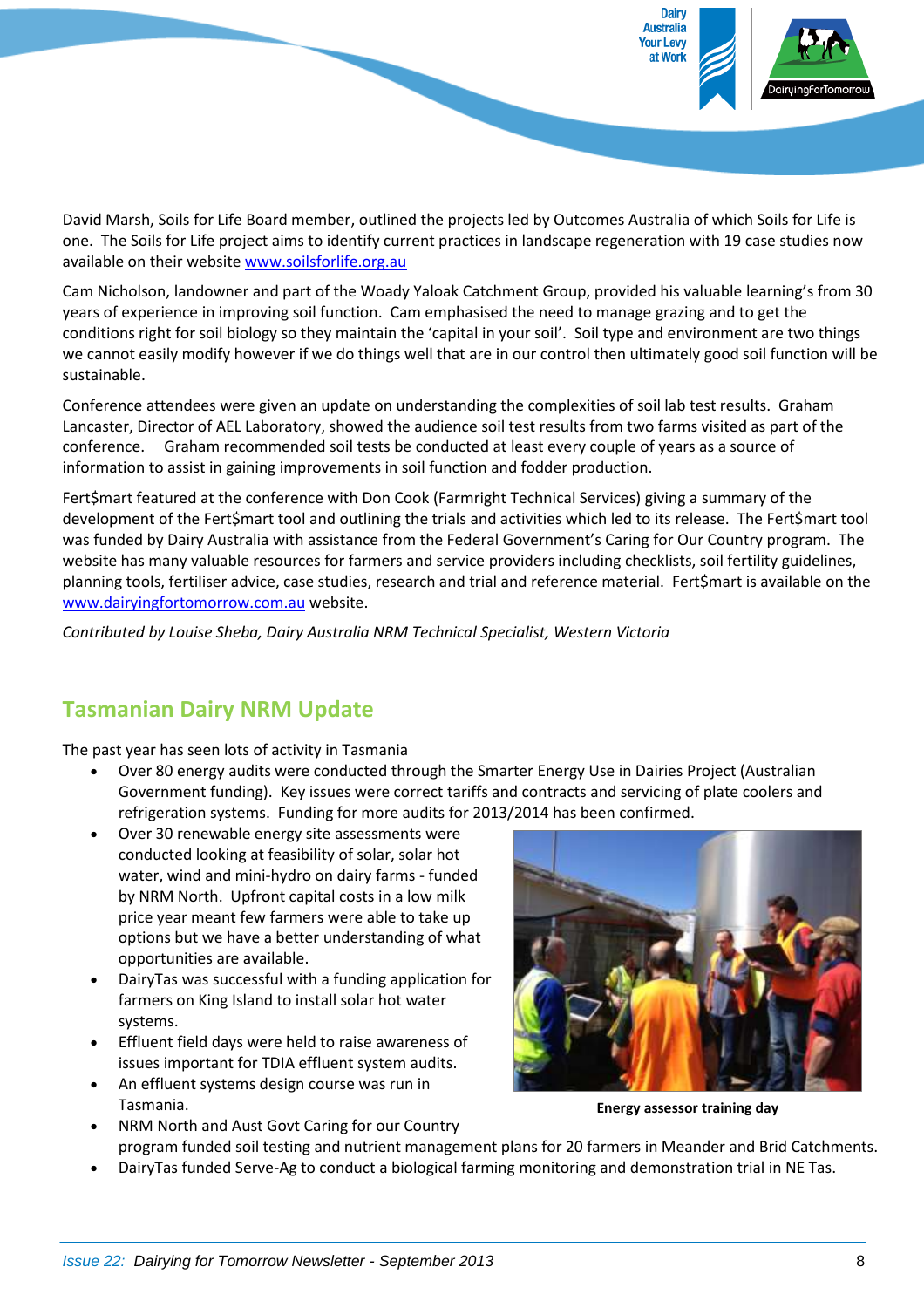David Marsh, Soils for Life Board member, outlined the projects led by Outcomes Australia of which Soils for Life is one. The Soils for Life project aims to identify current practices in landscape regeneration with 19 case studies now available on their website www.soilsforlife.org.au

Cam Nicholson, landowner and part of the Woady Yaloak Catchment Group, provided his valuable learning's from 30 years of experience in improving soil function. Cam emphasised the need to manage grazing and to get the conditions right for soil biology so they maintain the 'capital in your soil'. Soil type and environment are two things we cannot easily modify however if we do things well that are in our control then ultimately good soil function will be sustainable.

Conference attendees were given an update on understanding the complexities of soil lab test results. Graham Lancaster, Director of AEL Laboratory, showed the audience soil test results from two farms visited as part of the conference. Graham recommended soil tests be conducted at least every couple of years as a source of information to assist in gaining improvements in soil function and fodder production.

Fert$mart featured at the conference with Don Cook (Farmright Technical Services) giving a summary of the development of the Fert$mart tool and outlining the trials and activities which led to its release. The Fert$mart tool was funded by Dairy Australia with assistance from the Federal Government's Caring for Our Country program. The website has many valuable resources for farmers and service providers including checklists, soil fertility guidelines, planning tools, fertiliser advice, case studies, research and trial and reference material. Fert$mart is available on the www.dairyingfortomorrow.com.au website.

*Contributed by Louise Sheba, Dairy Australia NRM Technical Specialist, Western Victoria*

## Tasmanian Dairy NRM Update

The past year has seen lots of activity in Tasmania

- Over 80 energy audits were conducted through the Smarter Energy Use in Dairies Project (Australian Government funding). Key issues were correct tariffs and contracts and servicing of plate coolers and refrigeration systems. Funding for more audits for 2013/2014 has been confirmed.
- Over 30 renewable energy site assessments were conducted looking at feasibility of solar, solar hot water, wind and mini-hydro on dairy farms - funded by NRM North. Upfront capital costs in a low milk price year meant few farmers were able to take up options but we have a better understanding of what opportunities are available.
- DairyTas was successful with a funding application for farmers on King Island to install solar hot water systems.
- Effluent field days were held to raise awareness of issues important for TDIA effluent system audits.
- An effluent systems design course was run in Tasmania.
- NRM North and Aust Govt Caring for our Country program funded soil testing and nutrient management plans for 20 farmers in Meander and Brid Catchments.
- DairyTas funded Serve-Ag to conduct a biological farming monitoring and demonstration trial in NE Tas.

**Energy assessor training day**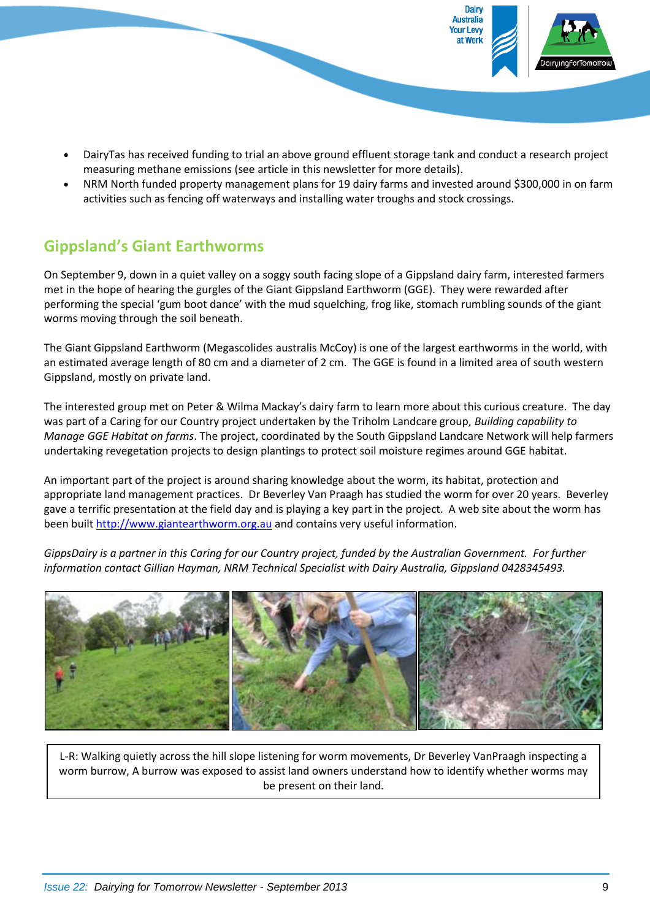- DairyTas has received funding to trial an above ground effluent storage tank and conduct a research project measuring methane emissions (see article in this newsletter for more details).
- NRM North funded property management plans for 19 dairy farms and invested around $300,000 in on farm activities such as fencing off waterways and installing water troughs and stock crossings.

## Gippsland's Giant Earthworms

On September 9, down in a quiet valley on a soggy south facing slope of a Gippsland dairy farm, interested farmers met in the hope of hearing the gurgles of the Giant Gippsland Earthworm (GGE). They were rewarded after performing the special 'gum boot dance' with the mud squelching, frog like, stomach rumbling sounds of the giant worms moving through the soil beneath.

The Giant Gippsland Earthworm (Megascolides australis McCoy) is one of the largest earthworms in the world, with an estimated average length of 80 cm and a diameter of 2 cm. The GGE is found in a limited area of south western Gippsland, mostly on private land.

The interested group met on Peter & Wilma Mackay's dairy farm to learn more about this curious creature. The day was part of a Caring for our Country project undertaken by the Triholm Landcare group, *Building capability to Manage GGE Habitat on farms*. The project, coordinated by the South Gippsland Landcare Network will help farmers undertaking revegetation projects to design plantings to protect soil moisture regimes around GGE habitat.

An important part of the project is around sharing knowledge about the worm, its habitat, protection and appropriate land management practices. Dr Beverley Van Praagh has studied the worm for over 20 years. Beverley gave a terrific presentation at the field day and is playing a key part in the project. A web site about the worm has been built http://www.giantearthworm.org.au and contains very useful information.

*GippsDairy is a partner in this Caring for our Country project, funded by the Australian Government. For further information contact Gillian Hayman, NRM Technical Specialist with Dairy Australia, Gippsland 0428345493.*

L-R: Walking quietly across the hill slope listening for worm movements, Dr Beverley VanPraagh inspecting a worm burrow, A burrow was exposed to assist land owners understand how to identify whether worms may be present on their land.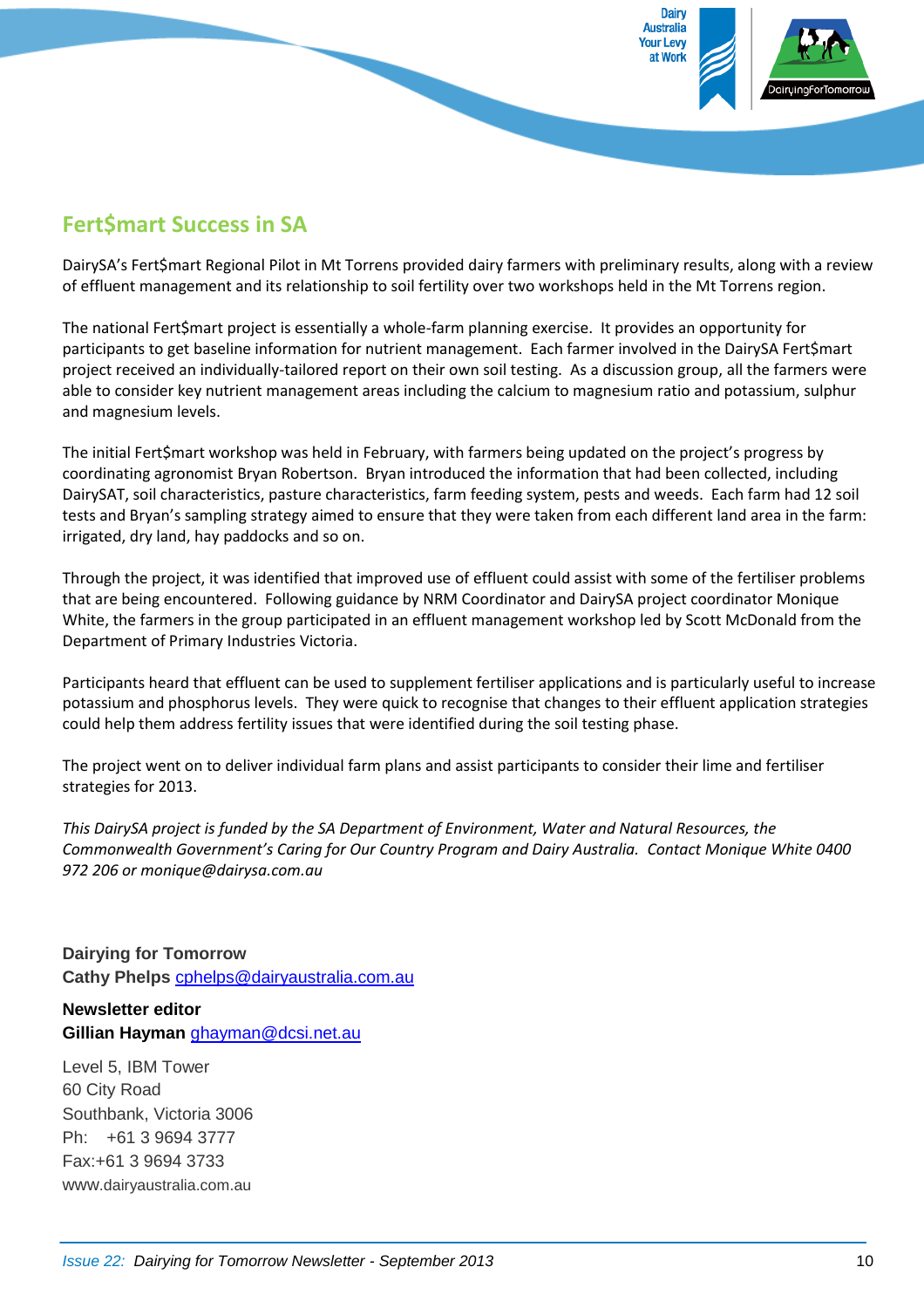## Fert$mart Success in SA

DairySA's Fert$mart Regional Pilot in Mt Torrens provided dairy farmers with preliminary results, along with a review of effluent management and its relationship to soil fertility over two workshops held in the Mt Torrens region.

The national Fert$mart project is essentially a whole-farm planning exercise. It provides an opportunity for participants to get baseline information for nutrient management. Each farmer involved in the DairySA Fert$mart project received an individually-tailored report on their own soil testing. As a discussion group, all the farmers were able to consider key nutrient management areas including the calcium to magnesium ratio and potassium, sulphur and magnesium levels.

The initial Fert$mart workshop was held in February, with farmers being updated on the project's progress by coordinating agronomist Bryan Robertson. Bryan introduced the information that had been collected, including DairySAT, soil characteristics, pasture characteristics, farm feeding system, pests and weeds. Each farm had 12 soil tests and Bryan's sampling strategy aimed to ensure that they were taken from each different land area in the farm: irrigated, dry land, hay paddocks and so on.

Through the project, it was identified that improved use of effluent could assist with some of the fertiliser problems that are being encountered. Following guidance by NRM Coordinator and DairySA project coordinator Monique White, the farmers in the group participated in an effluent management workshop led by Scott McDonald from the Department of Primary Industries Victoria.

Participants heard that effluent can be used to supplement fertiliser applications and is particularly useful to increase potassium and phosphorus levels. They were quick to recognise that changes to their effluent application strategies could help them address fertility issues that were identified during the soil testing phase.

The project went on to deliver individual farm plans and assist participants to consider their lime and fertiliser strategies for 2013.

*This DairySA project is funded by the SA Department of Environment, Water and Natural Resources, the Commonwealth Government's Caring for Our Country Program and Dairy Australia. Contact Monique White 0400 972 206 or monique@dairysa.com.au*

**Dairying for Tomorrow**
**Cathy Phelps** cphelps@dairyaustralia.com.au

**Newsletter editor**
**Gillian Hayman** ghayman@dcsi.net.au

Level 5, IBM Tower
60 City Road
Southbank, Victoria 3006
Ph: +61 3 9694 3777
Fax:+61 3 9694 3733
www.dairyaustralia.com.au